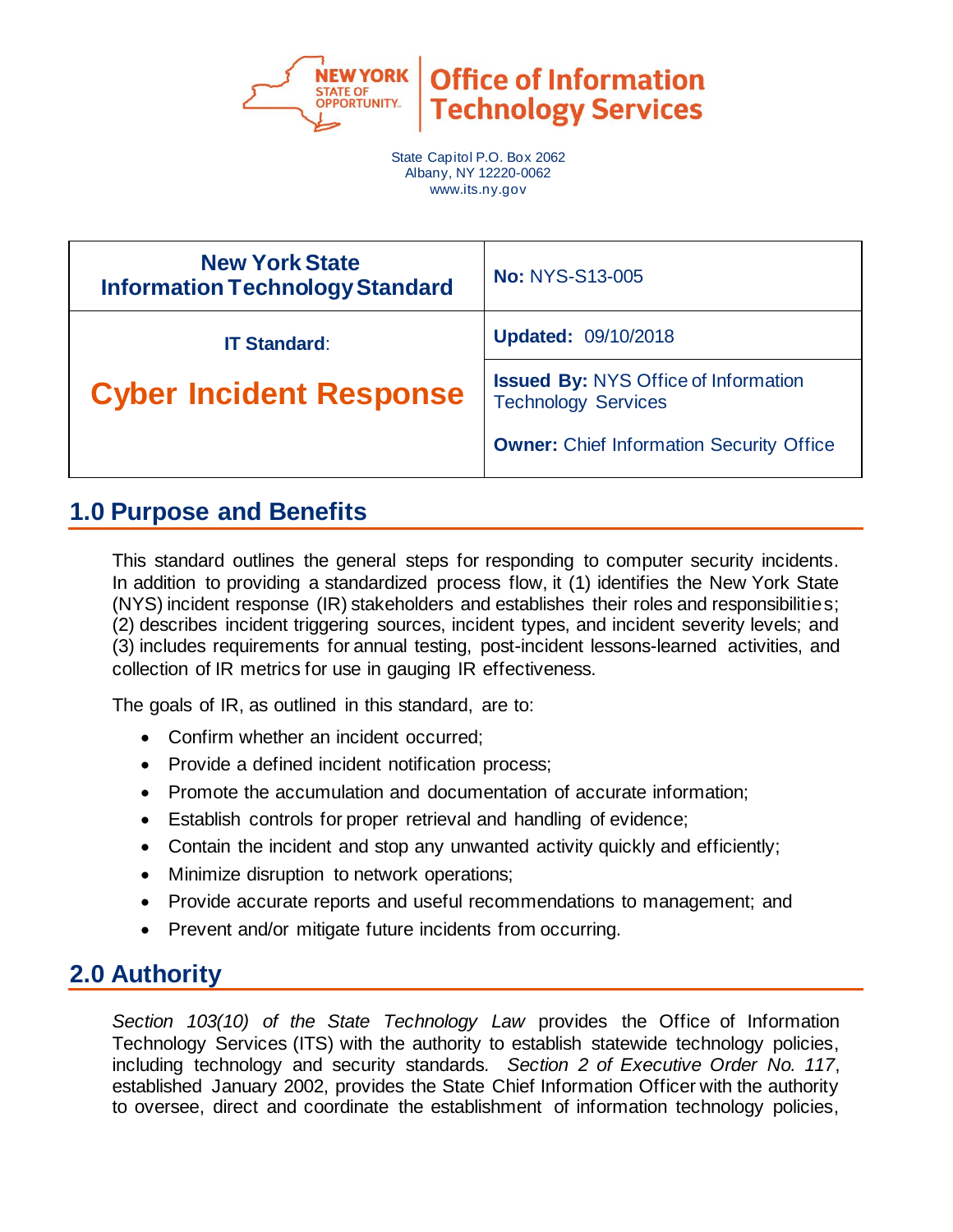Office of Information Technology Services

State Capitol P.O. Box 2062
Albany, NY 12220-0062
www.its.ny.gov

| | |
|---|---|
| **New York State Information Technology Standard** | **No:** NYS-S13-005 |
| **IT Standard**: **Cyber Incident Response** | **Updated:** 09/10/2018 |
| | **Issued By:** NYS Office of Information Technology Services **Owner:** Chief Information Security Office |

## 1.0 Purpose and Benefits

This standard outlines the general steps for responding to computer security incidents. In addition to providing a standardized process flow, it (1) identifies the New York State (NYS) incident response (IR) stakeholders and establishes their roles and responsibilities; (2) describes incident triggering sources, incident types, and incident severity levels; and (3) includes requirements for annual testing, post-incident lessons-learned activities, and collection of IR metrics for use in gauging IR effectiveness.

The goals of IR, as outlined in this standard, are to:

- Confirm whether an incident occurred;
- Provide a defined incident notification process;
- Promote the accumulation and documentation of accurate information;
- Establish controls for proper retrieval and handling of evidence;
- Contain the incident and stop any unwanted activity quickly and efficiently;
- Minimize disruption to network operations;
- Provide accurate reports and useful recommendations to management; and
- Prevent and/or mitigate future incidents from occurring.

## 2.0 Authority

*Section 103(10) of the State Technology Law* provides the Office of Information Technology Services (ITS) with the authority to establish statewide technology policies, including technology and security standards. *Section 2 of Executive Order No. 117*, established January 2002, provides the State Chief Information Officer with the authority to oversee, direct and coordinate the establishment of information technology policies,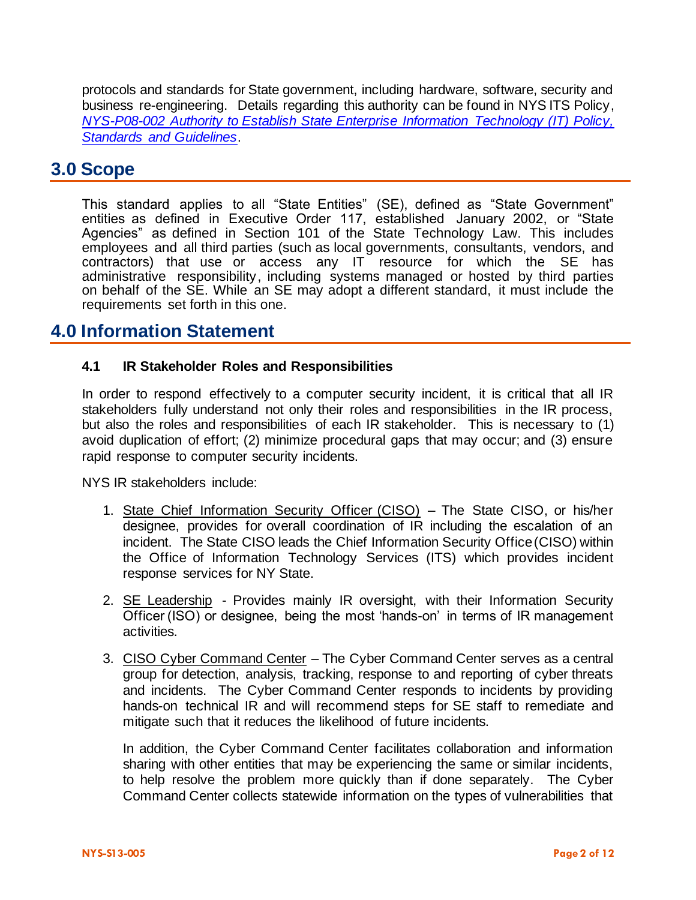protocols and standards for State government, including hardware, software, security and business re-engineering. Details regarding this authority can be found in NYS ITS Policy, *NYS-P08-002 Authority to Establish State Enterprise Information Technology (IT) Policy, Standards and Guidelines*.

## 3.0 Scope

This standard applies to all "State Entities" (SE), defined as "State Government" entities as defined in Executive Order 117, established January 2002, or "State Agencies" as defined in Section 101 of the State Technology Law. This includes employees and all third parties (such as local governments, consultants, vendors, and contractors) that use or access any IT resource for which the SE has administrative responsibility, including systems managed or hosted by third parties on behalf of the SE. While an SE may adopt a different standard, it must include the requirements set forth in this one.

## 4.0 Information Statement

### 4.1 IR Stakeholder Roles and Responsibilities

In order to respond effectively to a computer security incident, it is critical that all IR stakeholders fully understand not only their roles and responsibilities in the IR process, but also the roles and responsibilities of each IR stakeholder. This is necessary to (1) avoid duplication of effort; (2) minimize procedural gaps that may occur; and (3) ensure rapid response to computer security incidents.

NYS IR stakeholders include:

1. State Chief Information Security Officer (CISO) – The State CISO, or his/her designee, provides for overall coordination of IR including the escalation of an incident. The State CISO leads the Chief Information Security Office (CISO) within the Office of Information Technology Services (ITS) which provides incident response services for NY State.

2. SE Leadership - Provides mainly IR oversight, with their Information Security Officer (ISO) or designee, being the most 'hands-on' in terms of IR management activities.

3. CISO Cyber Command Center – The Cyber Command Center serves as a central group for detection, analysis, tracking, response to and reporting of cyber threats and incidents. The Cyber Command Center responds to incidents by providing hands-on technical IR and will recommend steps for SE staff to remediate and mitigate such that it reduces the likelihood of future incidents.

   In addition, the Cyber Command Center facilitates collaboration and information sharing with other entities that may be experiencing the same or similar incidents, to help resolve the problem more quickly than if done separately. The Cyber Command Center collects statewide information on the types of vulnerabilities that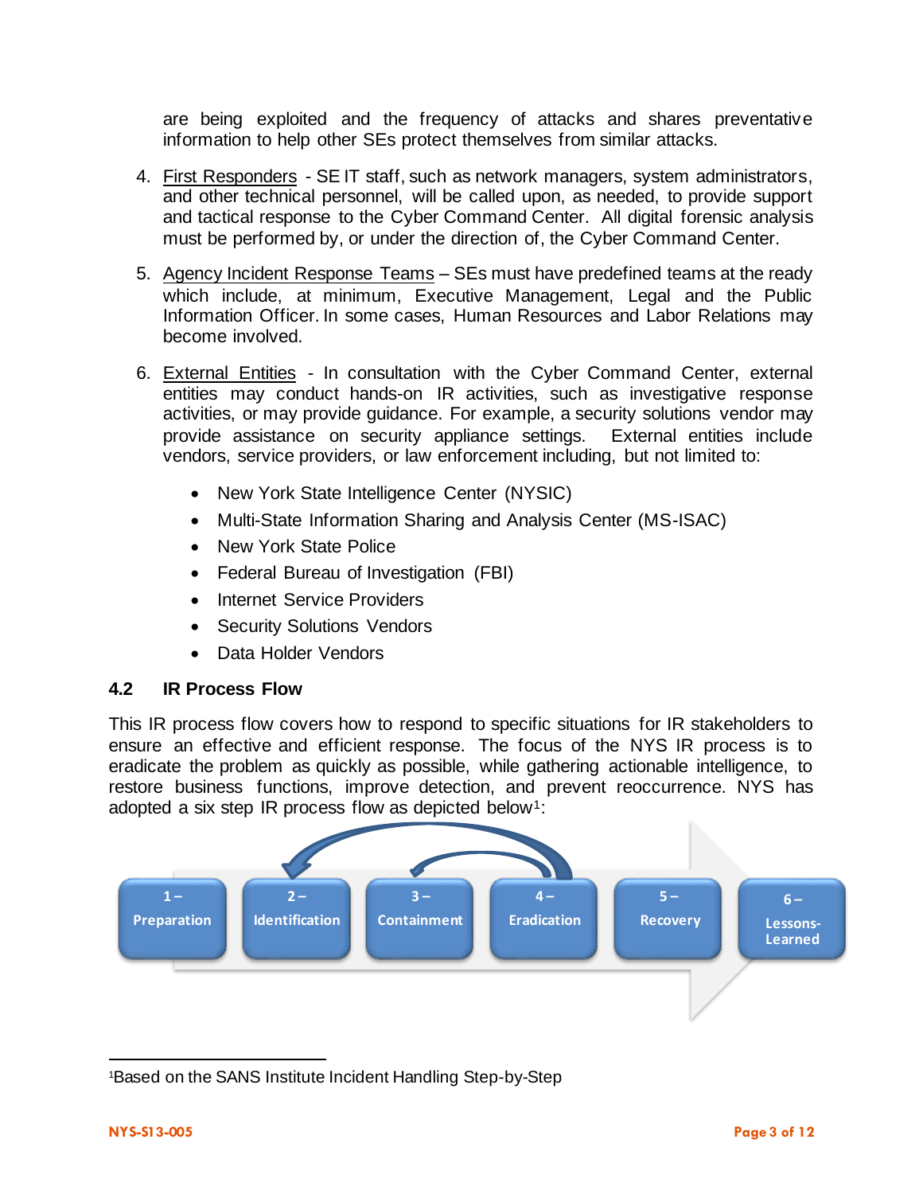are being exploited and the frequency of attacks and shares preventative information to help other SEs protect themselves from similar attacks.

4. First Responders - SE IT staff, such as network managers, system administrators, and other technical personnel, will be called upon, as needed, to provide support and tactical response to the Cyber Command Center. All digital forensic analysis must be performed by, or under the direction of, the Cyber Command Center.

5. Agency Incident Response Teams – SEs must have predefined teams at the ready which include, at minimum, Executive Management, Legal and the Public Information Officer. In some cases, Human Resources and Labor Relations may become involved.

6. External Entities - In consultation with the Cyber Command Center, external entities may conduct hands-on IR activities, such as investigative response activities, or may provide guidance. For example, a security solutions vendor may provide assistance on security appliance settings. External entities include vendors, service providers, or law enforcement including, but not limited to:

   - New York State Intelligence Center (NYSIC)
   - Multi-State Information Sharing and Analysis Center (MS-ISAC)
   - New York State Police
   - Federal Bureau of Investigation (FBI)
   - Internet Service Providers
   - Security Solutions Vendors
   - Data Holder Vendors

### 4.2 IR Process Flow

This IR process flow covers how to respond to specific situations for IR stakeholders to ensure an effective and efficient response. The focus of the NYS IR process is to eradicate the problem as quickly as possible, while gathering actionable intelligence, to restore business functions, improve detection, and prevent reoccurrence. NYS has adopted a six step IR process flow as depicted below[1]:

1 – Preparation

2 – Identification

3 – Containment

4 – Eradication

5 – Recovery

6 – Lessons-Learned

[1]Based on the SANS Institute Incident Handling Step-by-Step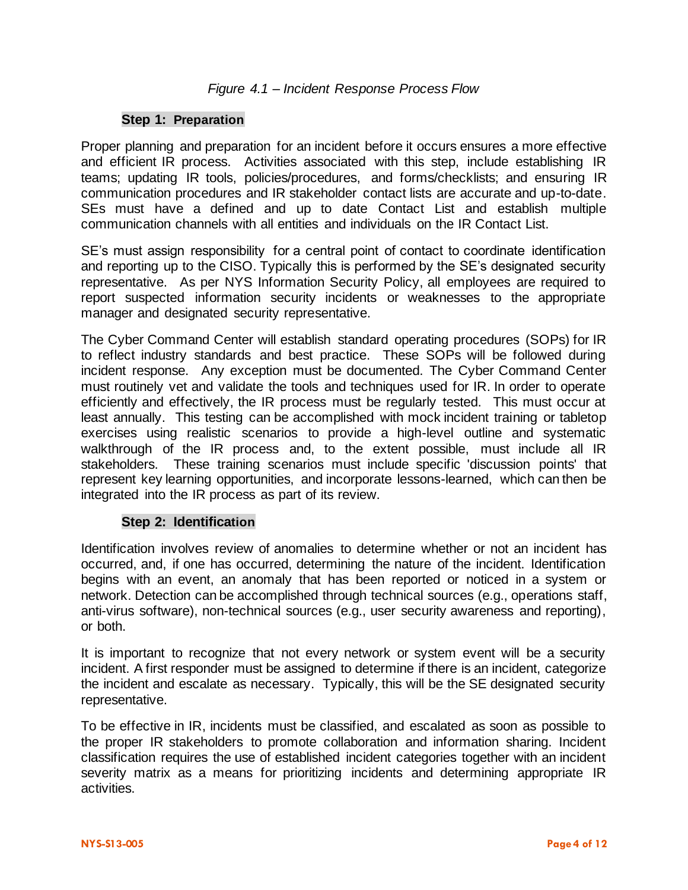*Figure 4.1 – Incident Response Process Flow*

**Step 1: Preparation**

Proper planning and preparation for an incident before it occurs ensures a more effective and efficient IR process. Activities associated with this step, include establishing IR teams; updating IR tools, policies/procedures, and forms/checklists; and ensuring IR communication procedures and IR stakeholder contact lists are accurate and up-to-date. SEs must have a defined and up to date Contact List and establish multiple communication channels with all entities and individuals on the IR Contact List.

SE's must assign responsibility for a central point of contact to coordinate identification and reporting up to the CISO. Typically this is performed by the SE's designated security representative. As per NYS Information Security Policy, all employees are required to report suspected information security incidents or weaknesses to the appropriate manager and designated security representative.

The Cyber Command Center will establish standard operating procedures (SOPs) for IR to reflect industry standards and best practice. These SOPs will be followed during incident response. Any exception must be documented. The Cyber Command Center must routinely vet and validate the tools and techniques used for IR. In order to operate efficiently and effectively, the IR process must be regularly tested. This must occur at least annually. This testing can be accomplished with mock incident training or tabletop exercises using realistic scenarios to provide a high-level outline and systematic walkthrough of the IR process and, to the extent possible, must include all IR stakeholders. These training scenarios must include specific 'discussion points' that represent key learning opportunities, and incorporate lessons-learned, which can then be integrated into the IR process as part of its review.

**Step 2: Identification**

Identification involves review of anomalies to determine whether or not an incident has occurred, and, if one has occurred, determining the nature of the incident. Identification begins with an event, an anomaly that has been reported or noticed in a system or network. Detection can be accomplished through technical sources (e.g., operations staff, anti-virus software), non-technical sources (e.g., user security awareness and reporting), or both.

It is important to recognize that not every network or system event will be a security incident. A first responder must be assigned to determine if there is an incident, categorize the incident and escalate as necessary. Typically, this will be the SE designated security representative.

To be effective in IR, incidents must be classified, and escalated as soon as possible to the proper IR stakeholders to promote collaboration and information sharing. Incident classification requires the use of established incident categories together with an incident severity matrix as a means for prioritizing incidents and determining appropriate IR activities.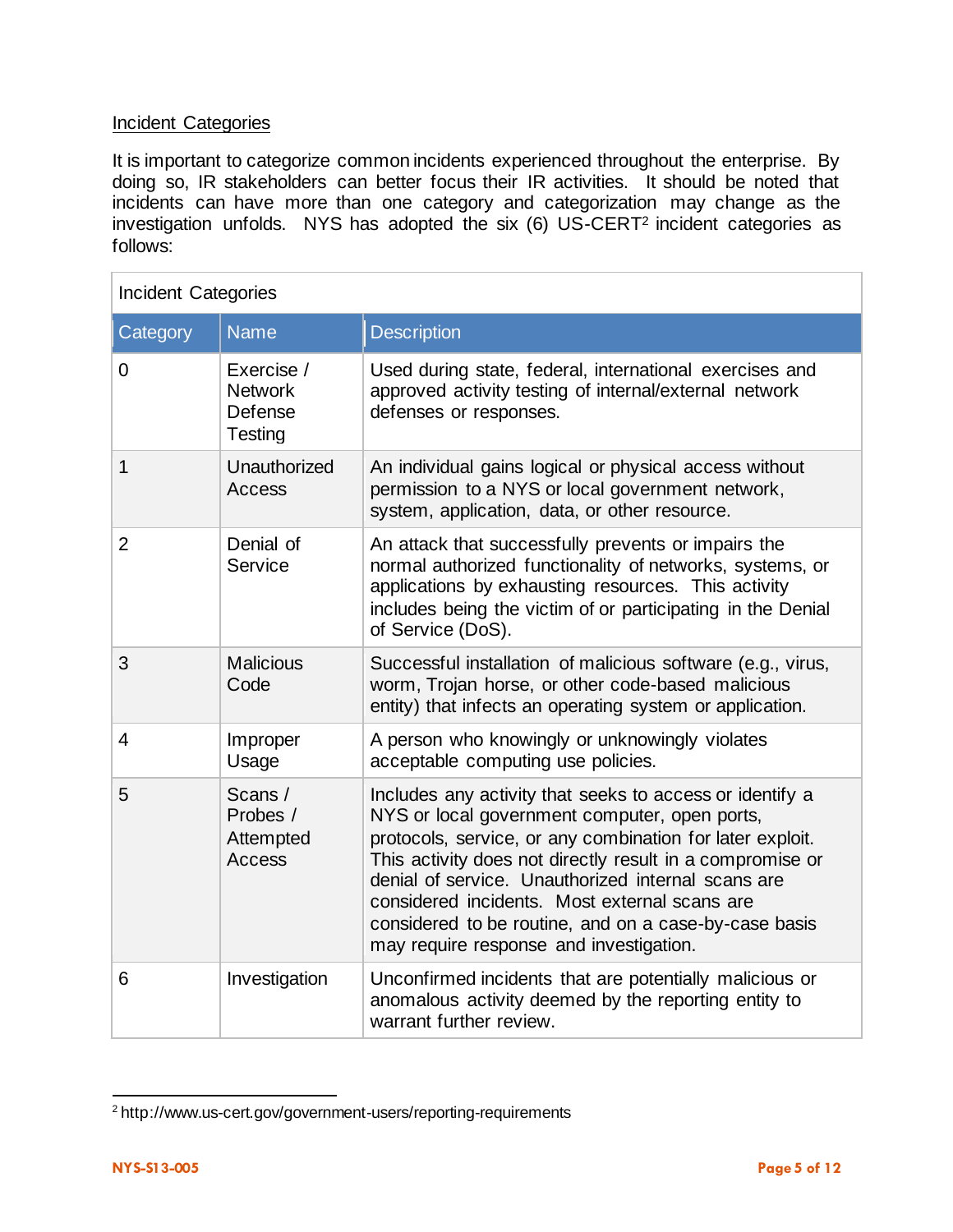## Incident Categories

It is important to categorize common incidents experienced throughout the enterprise. By doing so, IR stakeholders can better focus their IR activities. It should be noted that incidents can have more than one category and categorization may change as the investigation unfolds. NYS has adopted the six (6) US-CERT[2] incident categories as follows:

Incident Categories

| Category | Name | Description |
|---|---|---|
| 0 | Exercise / Network Defense Testing | Used during state, federal, international exercises and approved activity testing of internal/external network defenses or responses. |
| 1 | Unauthorized Access | An individual gains logical or physical access without permission to a NYS or local government network, system, application, data, or other resource. |
| 2 | Denial of Service | An attack that successfully prevents or impairs the normal authorized functionality of networks, systems, or applications by exhausting resources. This activity includes being the victim of or participating in the Denial of Service (DoS). |
| 3 | Malicious Code | Successful installation of malicious software (e.g., virus, worm, Trojan horse, or other code-based malicious entity) that infects an operating system or application. |
| 4 | Improper Usage | A person who knowingly or unknowingly violates acceptable computing use policies. |
| 5 | Scans / Probes / Attempted Access | Includes any activity that seeks to access or identify a NYS or local government computer, open ports, protocols, service, or any combination for later exploit. This activity does not directly result in a compromise or denial of service. Unauthorized internal scans are considered incidents. Most external scans are considered to be routine, and on a case-by-case basis may require response and investigation. |
| 6 | Investigation | Unconfirmed incidents that are potentially malicious or anomalous activity deemed by the reporting entity to warrant further review. |

[2] http://www.us-cert.gov/government-users/reporting-requirements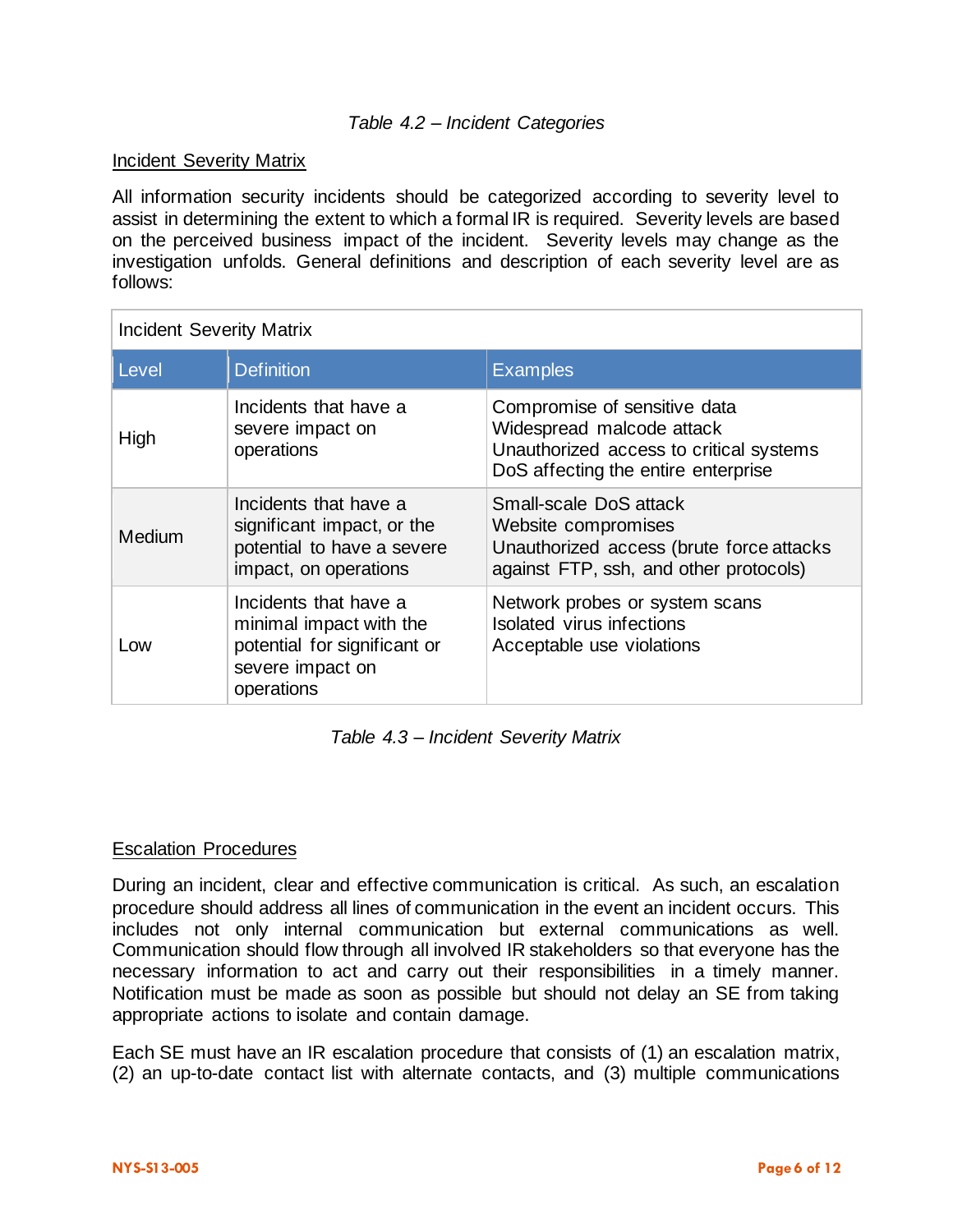*Table 4.2 – Incident Categories*

## Incident Severity Matrix

All information security incidents should be categorized according to severity level to assist in determining the extent to which a formal IR is required. Severity levels are based on the perceived business impact of the incident. Severity levels may change as the investigation unfolds. General definitions and description of each severity level are as follows:

| Incident Severity Matrix | | |
|---|---|---|
| **Level** | **Definition** | **Examples** |
| High | Incidents that have a severe impact on operations | Compromise of sensitive data<br>Widespread malcode attack<br>Unauthorized access to critical systems<br>DoS affecting the entire enterprise |
| Medium | Incidents that have a significant impact, or the potential to have a severe impact, on operations | Small-scale DoS attack<br>Website compromises<br>Unauthorized access (brute force attacks against FTP, ssh, and other protocols) |
| Low | Incidents that have a minimal impact with the potential for significant or severe impact on operations | Network probes or system scans<br>Isolated virus infections<br>Acceptable use violations |

*Table 4.3 – Incident Severity Matrix*

## Escalation Procedures

During an incident, clear and effective communication is critical. As such, an escalation procedure should address all lines of communication in the event an incident occurs. This includes not only internal communication but external communications as well. Communication should flow through all involved IR stakeholders so that everyone has the necessary information to act and carry out their responsibilities in a timely manner. Notification must be made as soon as possible but should not delay an SE from taking appropriate actions to isolate and contain damage.

Each SE must have an IR escalation procedure that consists of (1) an escalation matrix, (2) an up-to-date contact list with alternate contacts, and (3) multiple communications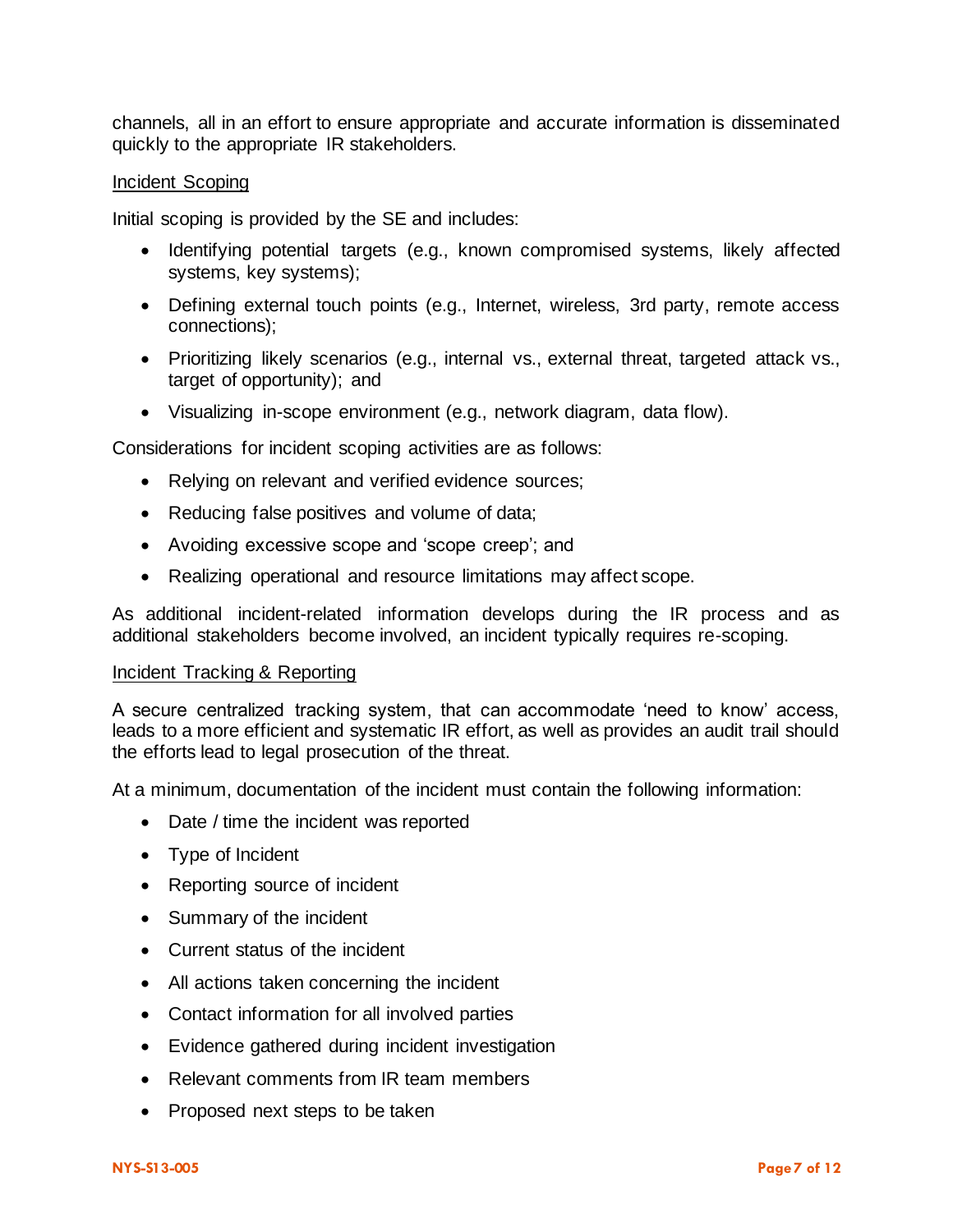channels, all in an effort to ensure appropriate and accurate information is disseminated quickly to the appropriate IR stakeholders.

<u>Incident Scoping</u>

Initial scoping is provided by the SE and includes:

- Identifying potential targets (e.g., known compromised systems, likely affected systems, key systems);
- Defining external touch points (e.g., Internet, wireless, 3rd party, remote access connections);
- Prioritizing likely scenarios (e.g., internal vs., external threat, targeted attack vs., target of opportunity); and
- Visualizing in-scope environment (e.g., network diagram, data flow).

Considerations for incident scoping activities are as follows:

- Relying on relevant and verified evidence sources;
- Reducing false positives and volume of data;
- Avoiding excessive scope and 'scope creep'; and
- Realizing operational and resource limitations may affect scope.

As additional incident-related information develops during the IR process and as additional stakeholders become involved, an incident typically requires re-scoping.

<u>Incident Tracking & Reporting</u>

A secure centralized tracking system, that can accommodate 'need to know' access, leads to a more efficient and systematic IR effort, as well as provides an audit trail should the efforts lead to legal prosecution of the threat.

At a minimum, documentation of the incident must contain the following information:

- Date / time the incident was reported
- Type of Incident
- Reporting source of incident
- Summary of the incident
- Current status of the incident
- All actions taken concerning the incident
- Contact information for all involved parties
- Evidence gathered during incident investigation
- Relevant comments from IR team members
- Proposed next steps to be taken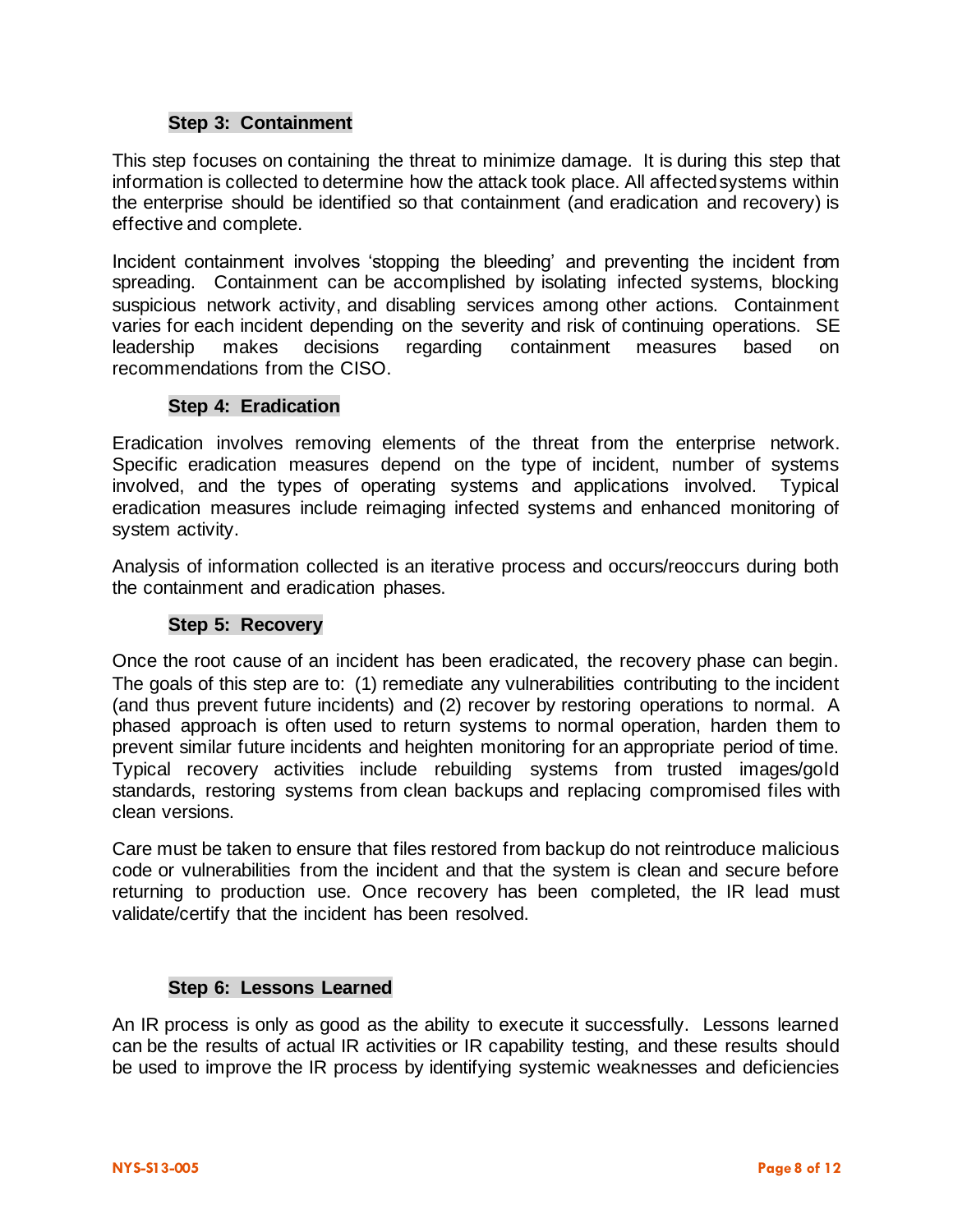### Step 3: Containment

This step focuses on containing the threat to minimize damage. It is during this step that information is collected to determine how the attack took place. All affected systems within the enterprise should be identified so that containment (and eradication and recovery) is effective and complete.

Incident containment involves 'stopping the bleeding' and preventing the incident from spreading. Containment can be accomplished by isolating infected systems, blocking suspicious network activity, and disabling services among other actions. Containment varies for each incident depending on the severity and risk of continuing operations. SE leadership makes decisions regarding containment measures based on recommendations from the CISO.

### Step 4: Eradication

Eradication involves removing elements of the threat from the enterprise network. Specific eradication measures depend on the type of incident, number of systems involved, and the types of operating systems and applications involved. Typical eradication measures include reimaging infected systems and enhanced monitoring of system activity.

Analysis of information collected is an iterative process and occurs/reoccurs during both the containment and eradication phases.

### Step 5: Recovery

Once the root cause of an incident has been eradicated, the recovery phase can begin. The goals of this step are to: (1) remediate any vulnerabilities contributing to the incident (and thus prevent future incidents) and (2) recover by restoring operations to normal. A phased approach is often used to return systems to normal operation, harden them to prevent similar future incidents and heighten monitoring for an appropriate period of time. Typical recovery activities include rebuilding systems from trusted images/gold standards, restoring systems from clean backups and replacing compromised files with clean versions.

Care must be taken to ensure that files restored from backup do not reintroduce malicious code or vulnerabilities from the incident and that the system is clean and secure before returning to production use. Once recovery has been completed, the IR lead must validate/certify that the incident has been resolved.

### Step 6: Lessons Learned

An IR process is only as good as the ability to execute it successfully. Lessons learned can be the results of actual IR activities or IR capability testing, and these results should be used to improve the IR process by identifying systemic weaknesses and deficiencies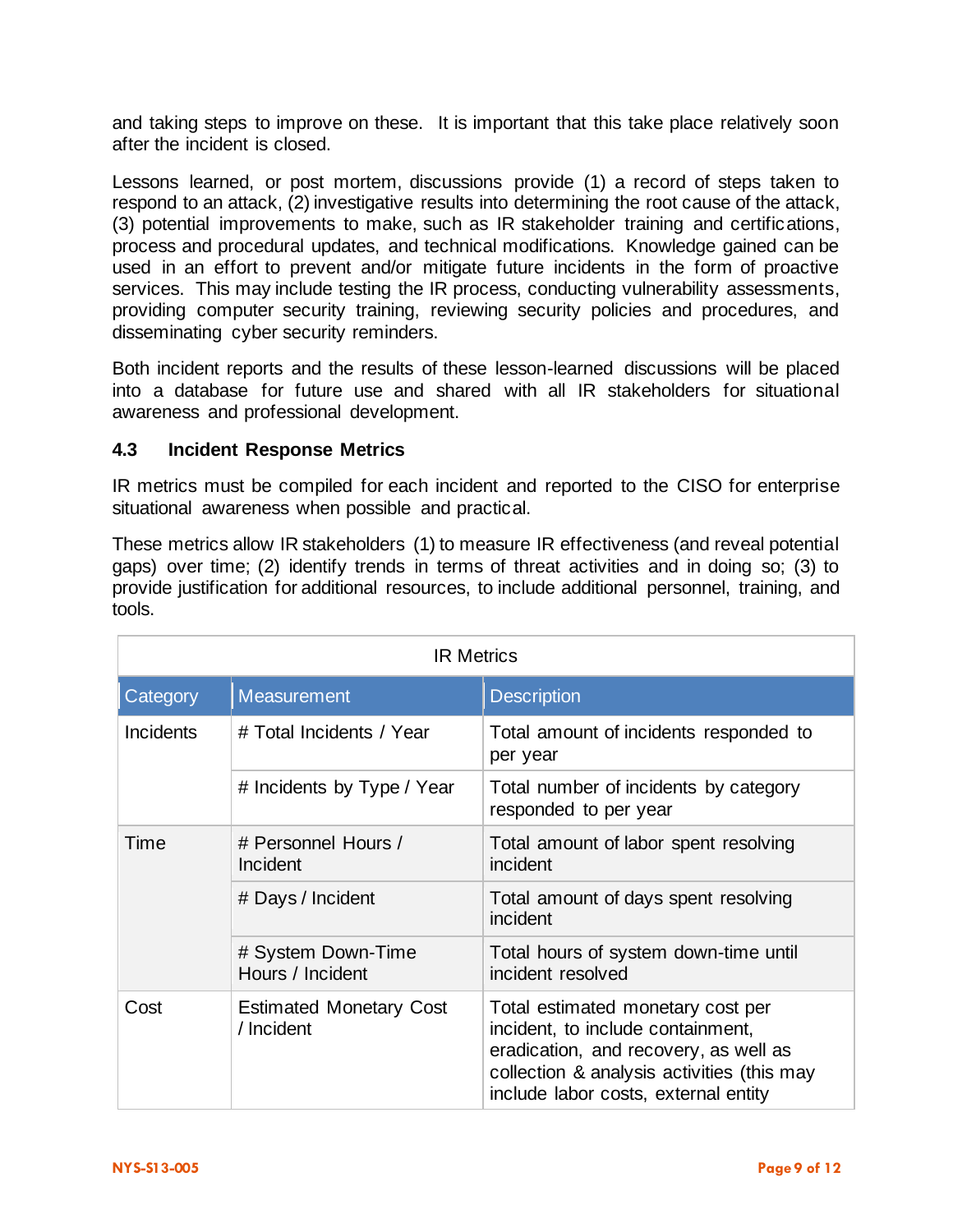and taking steps to improve on these. It is important that this take place relatively soon after the incident is closed.

Lessons learned, or post mortem, discussions provide (1) a record of steps taken to respond to an attack, (2) investigative results into determining the root cause of the attack, (3) potential improvements to make, such as IR stakeholder training and certifications, process and procedural updates, and technical modifications. Knowledge gained can be used in an effort to prevent and/or mitigate future incidents in the form of proactive services. This may include testing the IR process, conducting vulnerability assessments, providing computer security training, reviewing security policies and procedures, and disseminating cyber security reminders.

Both incident reports and the results of these lesson-learned discussions will be placed into a database for future use and shared with all IR stakeholders for situational awareness and professional development.

### 4.3 Incident Response Metrics

IR metrics must be compiled for each incident and reported to the CISO for enterprise situational awareness when possible and practical.

These metrics allow IR stakeholders (1) to measure IR effectiveness (and reveal potential gaps) over time; (2) identify trends in terms of threat activities and in doing so; (3) to provide justification for additional resources, to include additional personnel, training, and tools.

IR Metrics

| Category | Measurement | Description |
|---|---|---|
| Incidents | # Total Incidents / Year | Total amount of incidents responded to per year |
| | # Incidents by Type / Year | Total number of incidents by category responded to per year |
| Time | # Personnel Hours / Incident | Total amount of labor spent resolving incident |
| | # Days / Incident | Total amount of days spent resolving incident |
| | # System Down-Time Hours / Incident | Total hours of system down-time until incident resolved |
| Cost | Estimated Monetary Cost / Incident | Total estimated monetary cost per incident, to include containment, eradication, and recovery, as well as collection & analysis activities (this may include labor costs, external entity |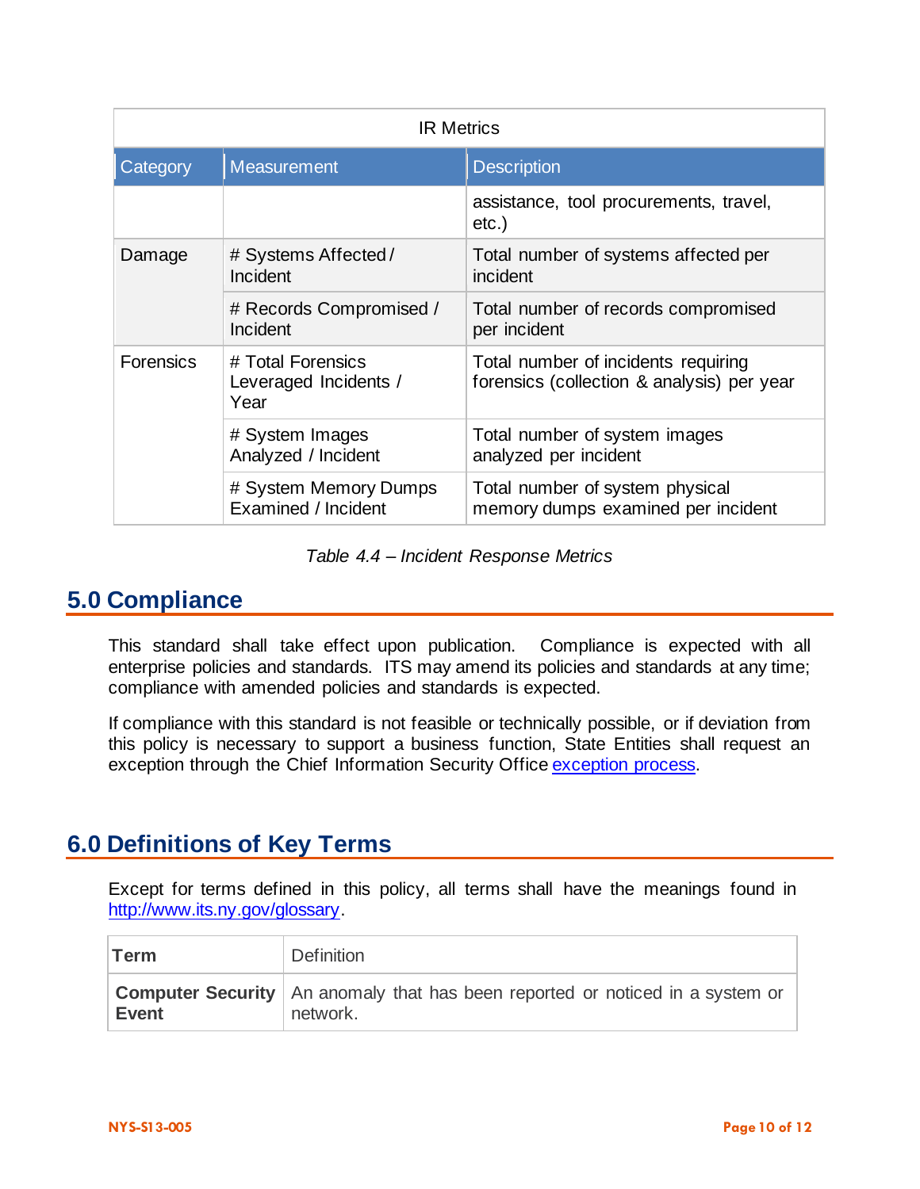| IR Metrics | | |
|---|---|---|
| Category | Measurement | Description |
| | | assistance, tool procurements, travel, etc.) |
| Damage | # Systems Affected / Incident | Total number of systems affected per incident |
| | # Records Compromised / Incident | Total number of records compromised per incident |
| Forensics | # Total Forensics Leveraged Incidents / Year | Total number of incidents requiring forensics (collection & analysis) per year |
| | # System Images Analyzed / Incident | Total number of system images analyzed per incident |
| | # System Memory Dumps Examined / Incident | Total number of system physical memory dumps examined per incident |

*Table 4.4 – Incident Response Metrics*

## 5.0 Compliance

This standard shall take effect upon publication. Compliance is expected with all enterprise policies and standards. ITS may amend its policies and standards at any time; compliance with amended policies and standards is expected.

If compliance with this standard is not feasible or technically possible, or if deviation from this policy is necessary to support a business function, State Entities shall request an exception through the Chief Information Security Office exception process.

## 6.0 Definitions of Key Terms

Except for terms defined in this policy, all terms shall have the meanings found in http://www.its.ny.gov/glossary.

| Term | Definition |
|---|---|
| **Computer Security Event** | An anomaly that has been reported or noticed in a system or network. |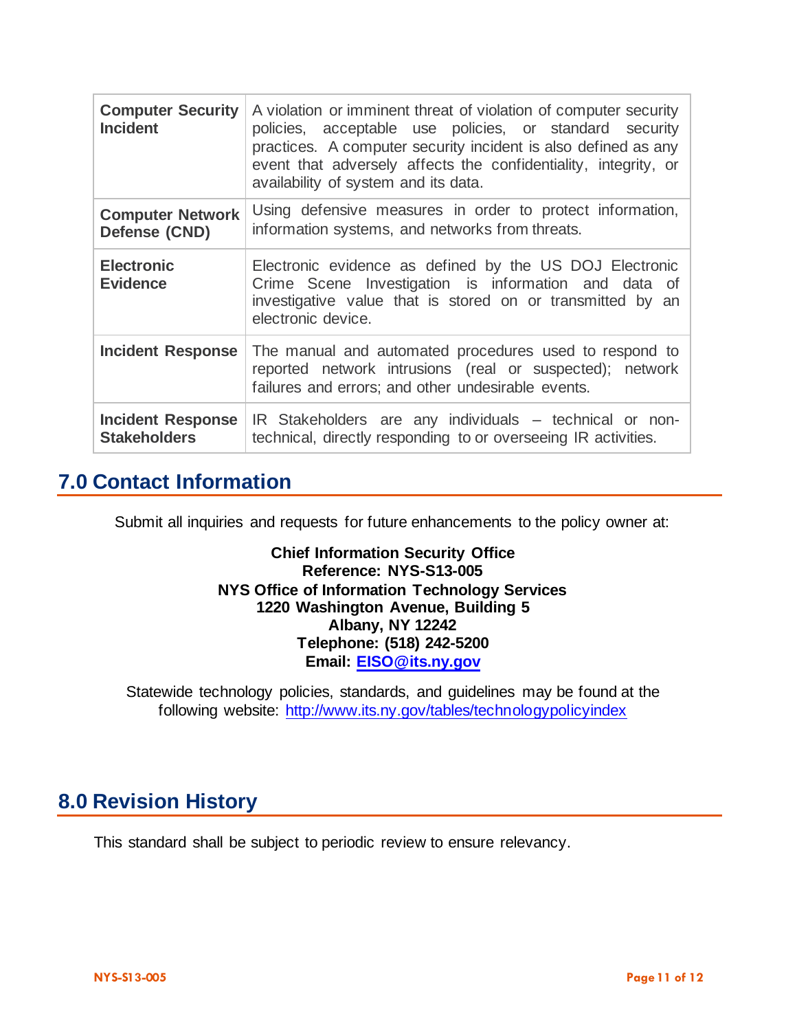| | |
|---|---|
| **Computer Security Incident** | A violation or imminent threat of violation of computer security policies, acceptable use policies, or standard security practices. A computer security incident is also defined as any event that adversely affects the confidentiality, integrity, or availability of system and its data. |
| **Computer Network Defense (CND)** | Using defensive measures in order to protect information, information systems, and networks from threats. |
| **Electronic Evidence** | Electronic evidence as defined by the US DOJ Electronic Crime Scene Investigation is information and data of investigative value that is stored on or transmitted by an electronic device. |
| **Incident Response** | The manual and automated procedures used to respond to reported network intrusions (real or suspected); network failures and errors; and other undesirable events. |
| **Incident Response Stakeholders** | IR Stakeholders are any individuals – technical or non-technical, directly responding to or overseeing IR activities. |

## 7.0 Contact Information

Submit all inquiries and requests for future enhancements to the policy owner at:

**Chief Information Security Office**
**Reference: NYS-S13-005**
**NYS Office of Information Technology Services**
**1220 Washington Avenue, Building 5**
**Albany, NY 12242**
**Telephone: (518) 242-5200**
**Email: EISO@its.ny.gov**

Statewide technology policies, standards, and guidelines may be found at the following website: http://www.its.ny.gov/tables/technologypolicyindex

## 8.0 Revision History

This standard shall be subject to periodic review to ensure relevancy.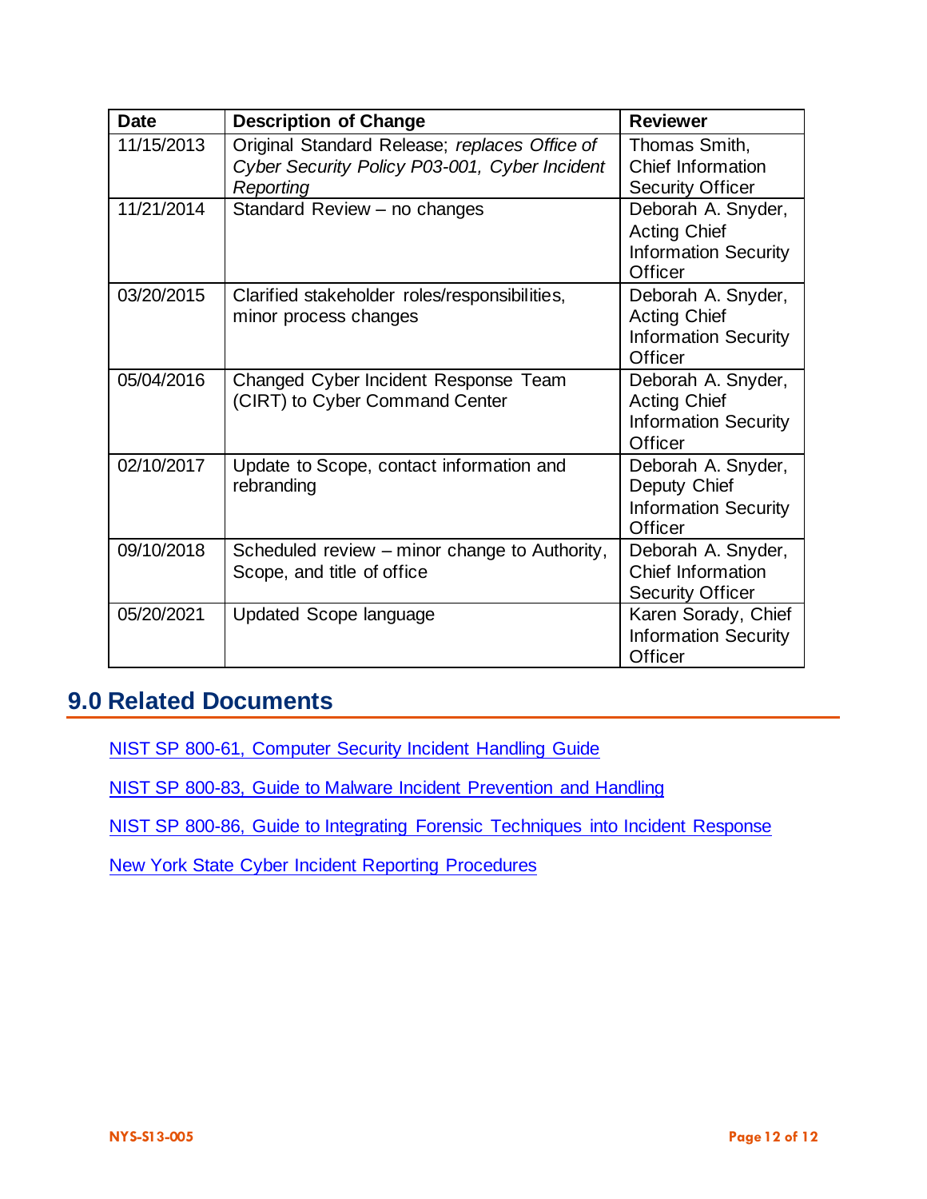| Date | Description of Change | Reviewer |
|---|---|---|
| 11/15/2013 | Original Standard Release; *replaces Office of Cyber Security Policy P03-001, Cyber Incident Reporting* | Thomas Smith, Chief Information Security Officer |
| 11/21/2014 | Standard Review – no changes | Deborah A. Snyder, Acting Chief Information Security Officer |
| 03/20/2015 | Clarified stakeholder roles/responsibilities, minor process changes | Deborah A. Snyder, Acting Chief Information Security Officer |
| 05/04/2016 | Changed Cyber Incident Response Team (CIRT) to Cyber Command Center | Deborah A. Snyder, Acting Chief Information Security Officer |
| 02/10/2017 | Update to Scope, contact information and rebranding | Deborah A. Snyder, Deputy Chief Information Security Officer |
| 09/10/2018 | Scheduled review – minor change to Authority, Scope, and title of office | Deborah A. Snyder, Chief Information Security Officer |
| 05/20/2021 | Updated Scope language | Karen Sorady, Chief Information Security Officer |

## 9.0 Related Documents

NIST SP 800-61, Computer Security Incident Handling Guide

NIST SP 800-83, Guide to Malware Incident Prevention and Handling

NIST SP 800-86, Guide to Integrating Forensic Techniques into Incident Response

New York State Cyber Incident Reporting Procedures